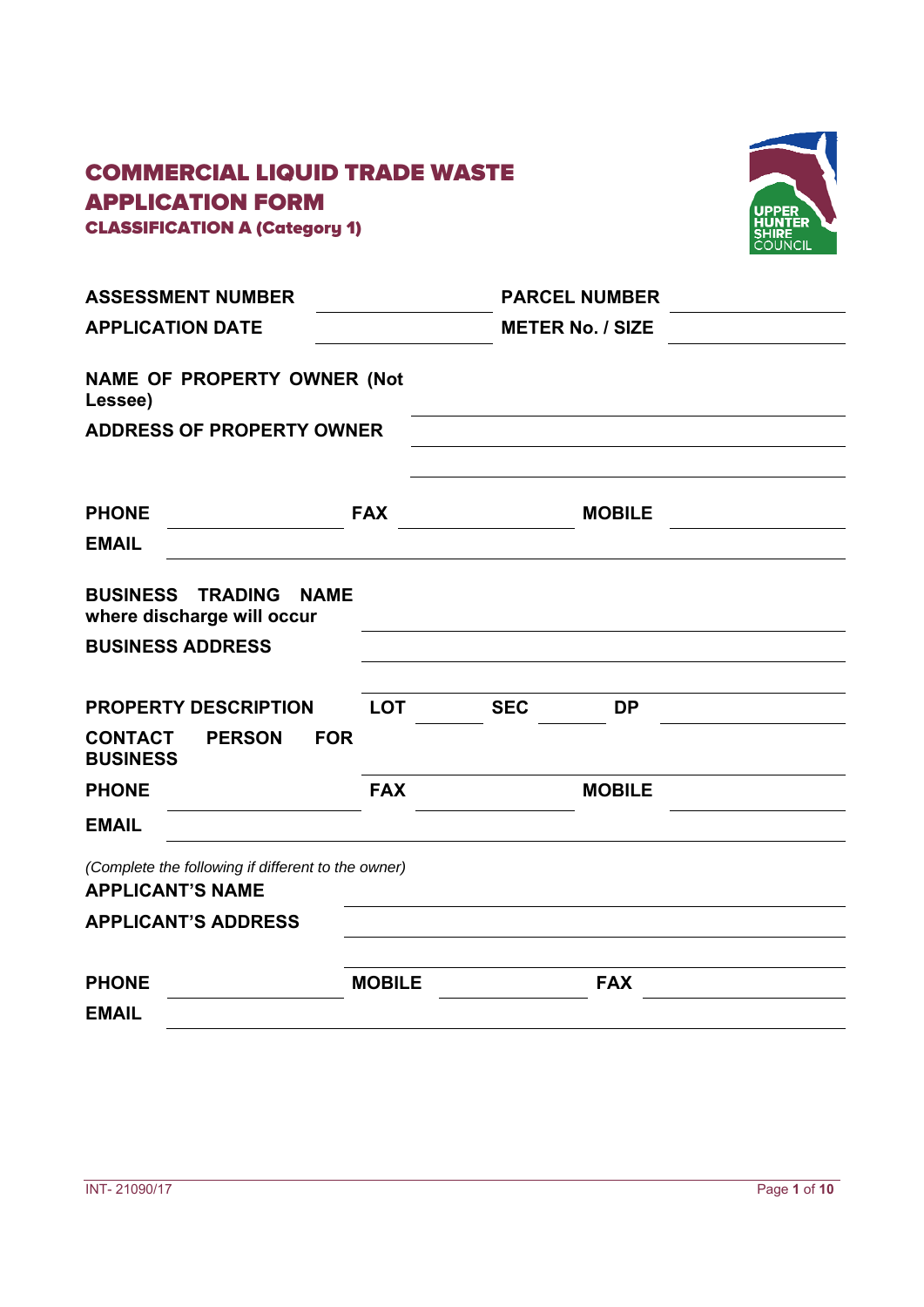# COMMERCIAL LIQUID TRADE WASTE APPLICATION FORM

### CLASSIFICATION A (Category 1)

**ASSESSMENT NUMBER** ____________ **PARCEL NUMBER** ____________

**APPLICATION DATE** ____________ **METER No. / SIZE** ____________

**NAME OF PROPERTY OWNER (Not Lessee)** ____________________________

**ADDRESS OF PROPERTY OWNER** ____________________________

____________________________

**PHONE** ____________ **FAX** ____________ **MOBILE** ____________

**EMAIL** ____________________________

**BUSINESS TRADING NAME where discharge will occur** ____________________________

**BUSINESS ADDRESS** ____________________________

____________________________

**PROPERTY DESCRIPTION** **LOT** ________ **SEC** ________ **DP** ____________

**CONTACT PERSON FOR BUSINESS** ____________________________

**PHONE** ____________ **FAX** ____________ **MOBILE** ____________

**EMAIL** ____________________________

*(Complete the following if different to the owner)*

**APPLICANT'S NAME** ____________________________

**APPLICANT'S ADDRESS** ____________________________

____________________________

**PHONE** ____________ **MOBILE** ____________ **FAX** ____________

**EMAIL** ____________________________

INT- 21090/17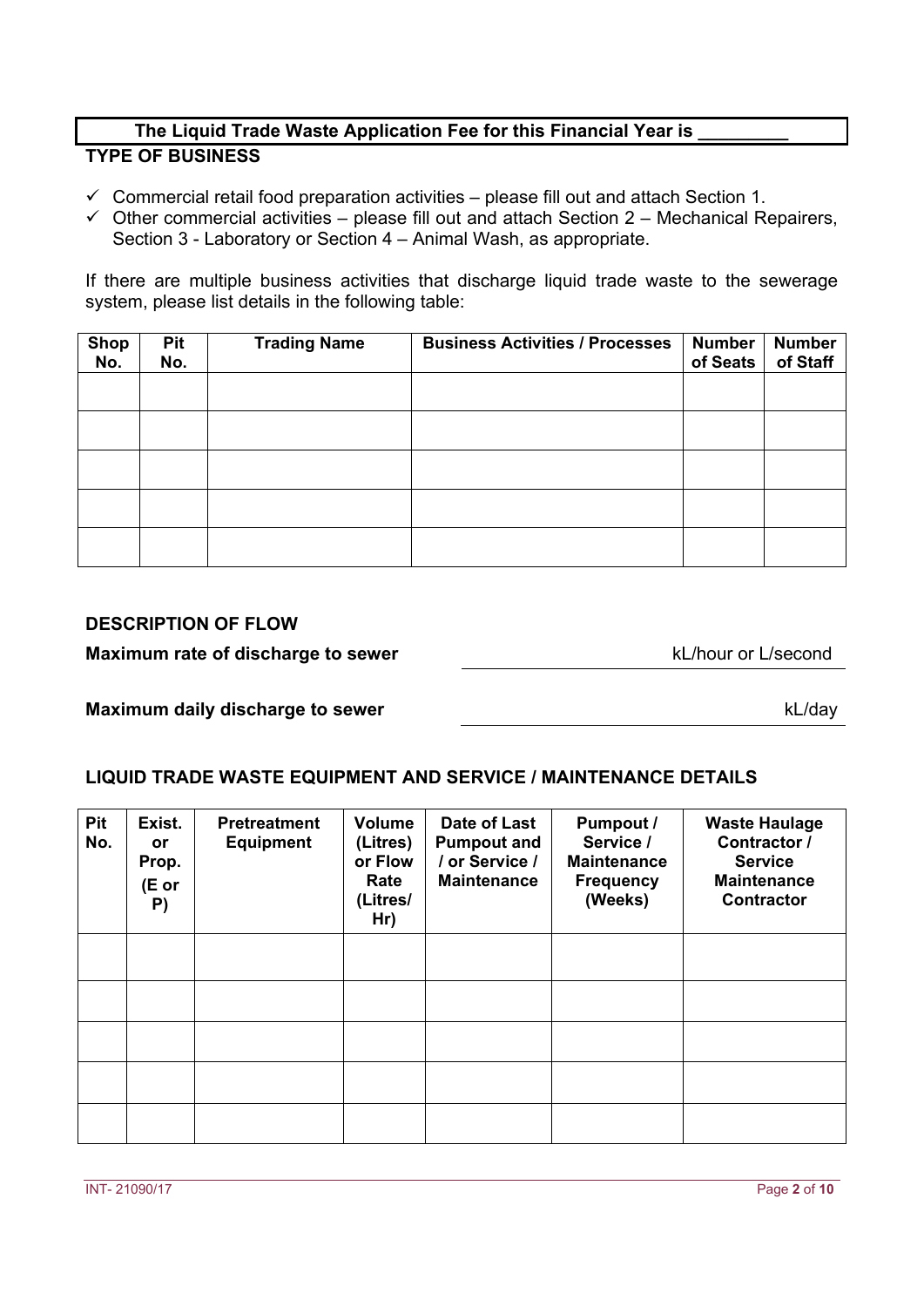**The Liquid Trade Waste Application Fee for this Financial Year is _________**

## TYPE OF BUSINESS

- ✓ Commercial retail food preparation activities – please fill out and attach Section 1.
- ✓ Other commercial activities – please fill out and attach Section 2 – Mechanical Repairers, Section 3 - Laboratory or Section 4 – Animal Wash, as appropriate.

If there are multiple business activities that discharge liquid trade waste to the sewerage system, please list details in the following table:

| Shop No. | Pit No. | Trading Name | Business Activities / Processes | Number of Seats | Number of Staff |
|---|---|---|---|---|---|
| | | | | | |
| | | | | | |
| | | | | | |
| | | | | | |
| | | | | | |

## DESCRIPTION OF FLOW

**Maximum rate of discharge to sewer** _______________ kL/hour or L/second

**Maximum daily discharge to sewer** _______________ kL/day

## LIQUID TRADE WASTE EQUIPMENT AND SERVICE / MAINTENANCE DETAILS

| Pit No. | Exist. or Prop. (E or P) | Pretreatment Equipment | Volume (Litres) or Flow Rate (Litres/ Hr) | Date of Last Pumpout and / or Service / Maintenance | Pumpout / Service / Maintenance Frequency (Weeks) | Waste Haulage Contractor / Service Maintenance Contractor |
|---|---|---|---|---|---|---|
| | | | | | | |
| | | | | | | |
| | | | | | | |
| | | | | | | |
| | | | | | | |

INT- 21090/17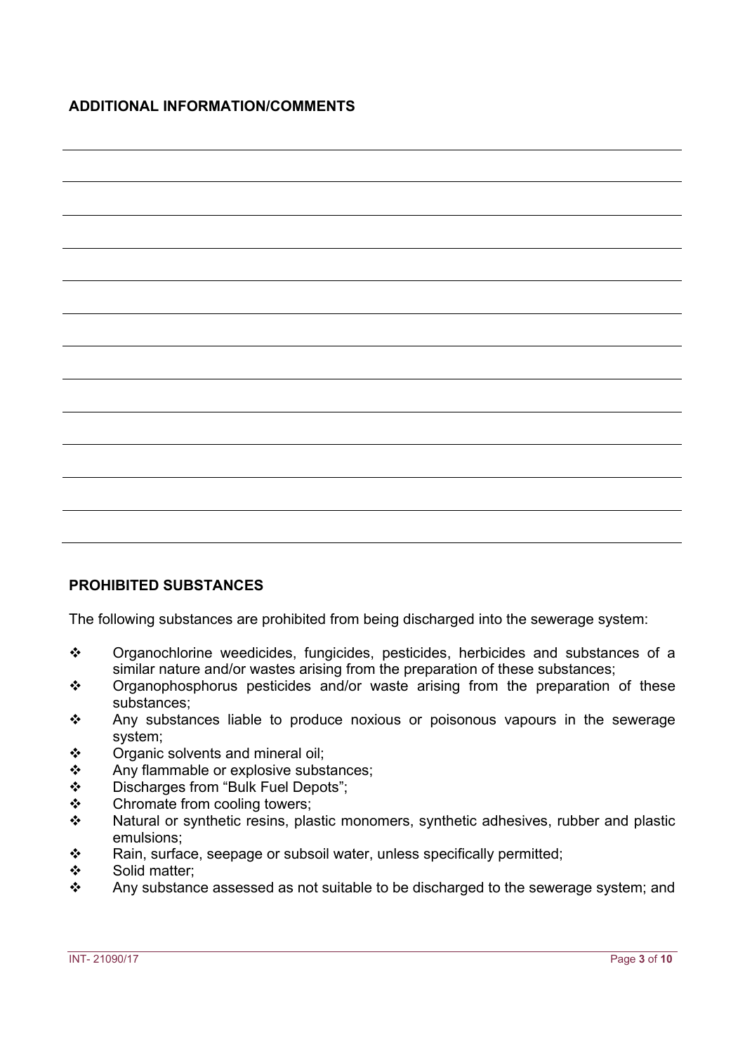**ADDITIONAL INFORMATION/COMMENTS**

**PROHIBITED SUBSTANCES**

The following substances are prohibited from being discharged into the sewerage system:

- Organochlorine weedicides, fungicides, pesticides, herbicides and substances of a similar nature and/or wastes arising from the preparation of these substances;
- Organophosphorus pesticides and/or waste arising from the preparation of these substances;
- Any substances liable to produce noxious or poisonous vapours in the sewerage system;
- Organic solvents and mineral oil;
- Any flammable or explosive substances;
- Discharges from "Bulk Fuel Depots";
- Chromate from cooling towers;
- Natural or synthetic resins, plastic monomers, synthetic adhesives, rubber and plastic emulsions;
- Rain, surface, seepage or subsoil water, unless specifically permitted;
- Solid matter;
- Any substance assessed as not suitable to be discharged to the sewerage system; and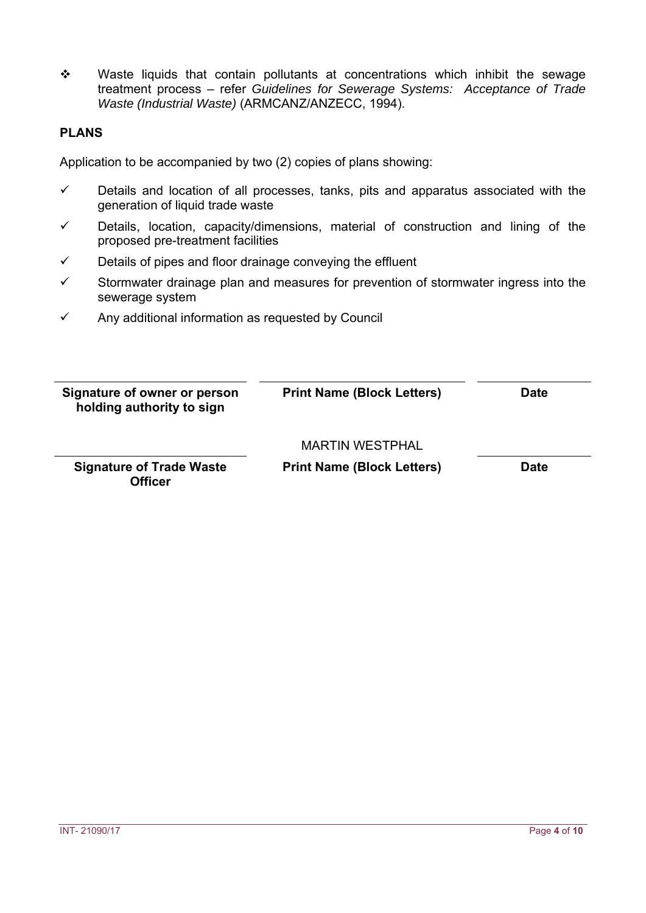- ❖ Waste liquids that contain pollutants at concentrations which inhibit the sewage treatment process – refer *Guidelines for Sewerage Systems: Acceptance of Trade Waste (Industrial Waste)* (ARMCANZ/ANZECC, 1994).

**PLANS**

Application to be accompanied by two (2) copies of plans showing:

- ✓ Details and location of all processes, tanks, pits and apparatus associated with the generation of liquid trade waste
- ✓ Details, location, capacity/dimensions, material of construction and lining of the proposed pre-treatment facilities
- ✓ Details of pipes and floor drainage conveying the effluent
- ✓ Stormwater drainage plan and measures for prevention of stormwater ingress into the sewerage system
- ✓ Any additional information as requested by Council

| | | |
|---|---|---|
| **Signature of owner or person holding authority to sign** | **Print Name (Block Letters)** | **Date** |
| | MARTIN WESTPHAL | |
| **Signature of Trade Waste Officer** | **Print Name (Block Letters)** | **Date** |

INT- 21090/17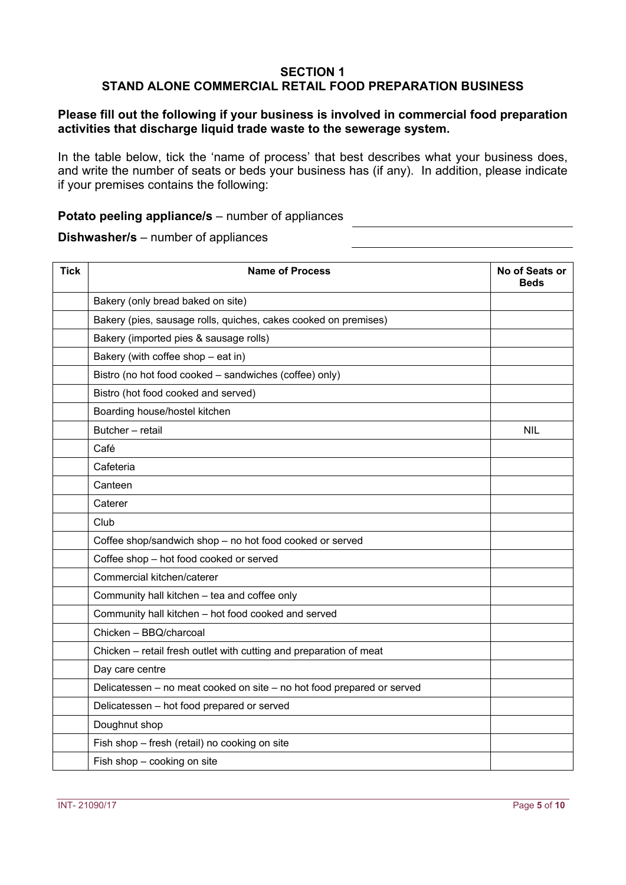# SECTION 1
# STAND ALONE COMMERCIAL RETAIL FOOD PREPARATION BUSINESS

**Please fill out the following if your business is involved in commercial food preparation activities that discharge liquid trade waste to the sewerage system.**

In the table below, tick the 'name of process' that best describes what your business does, and write the number of seats or beds your business has (if any). In addition, please indicate if your premises contains the following:

**Potato peeling appliance/s** – number of appliances \_\_\_\_\_\_\_\_\_\_\_\_\_\_\_\_\_\_\_\_

**Dishwasher/s** – number of appliances \_\_\_\_\_\_\_\_\_\_\_\_\_\_\_\_\_\_\_\_

| Tick | Name of Process | No of Seats or Beds |
|---|---|---|
| | Bakery (only bread baked on site) | |
| | Bakery (pies, sausage rolls, quiches, cakes cooked on premises) | |
| | Bakery (imported pies & sausage rolls) | |
| | Bakery (with coffee shop – eat in) | |
| | Bistro (no hot food cooked – sandwiches (coffee) only) | |
| | Bistro (hot food cooked and served) | |
| | Boarding house/hostel kitchen | |
| | Butcher – retail | NIL |
| | Café | |
| | Cafeteria | |
| | Canteen | |
| | Caterer | |
| | Club | |
| | Coffee shop/sandwich shop – no hot food cooked or served | |
| | Coffee shop – hot food cooked or served | |
| | Commercial kitchen/caterer | |
| | Community hall kitchen – tea and coffee only | |
| | Community hall kitchen – hot food cooked and served | |
| | Chicken – BBQ/charcoal | |
| | Chicken – retail fresh outlet with cutting and preparation of meat | |
| | Day care centre | |
| | Delicatessen – no meat cooked on site – no hot food prepared or served | |
| | Delicatessen – hot food prepared or served | |
| | Doughnut shop | |
| | Fish shop – fresh (retail) no cooking on site | |
| | Fish shop – cooking on site | |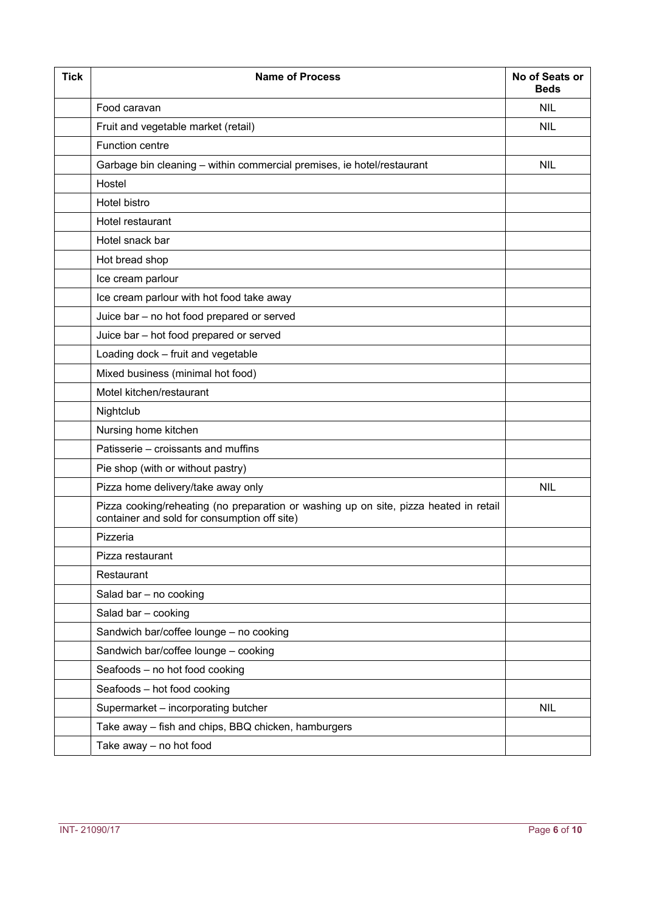| Tick | Name of Process | No of Seats or Beds |
|---|---|---|
| | Food caravan | NIL |
| | Fruit and vegetable market (retail) | NIL |
| | Function centre | |
| | Garbage bin cleaning – within commercial premises, ie hotel/restaurant | NIL |
| | Hostel | |
| | Hotel bistro | |
| | Hotel restaurant | |
| | Hotel snack bar | |
| | Hot bread shop | |
| | Ice cream parlour | |
| | Ice cream parlour with hot food take away | |
| | Juice bar – no hot food prepared or served | |
| | Juice bar – hot food prepared or served | |
| | Loading dock – fruit and vegetable | |
| | Mixed business (minimal hot food) | |
| | Motel kitchen/restaurant | |
| | Nightclub | |
| | Nursing home kitchen | |
| | Patisserie – croissants and muffins | |
| | Pie shop (with or without pastry) | |
| | Pizza home delivery/take away only | NIL |
| | Pizza cooking/reheating (no preparation or washing up on site, pizza heated in retail container and sold for consumption off site) | |
| | Pizzeria | |
| | Pizza restaurant | |
| | Restaurant | |
| | Salad bar – no cooking | |
| | Salad bar – cooking | |
| | Sandwich bar/coffee lounge – no cooking | |
| | Sandwich bar/coffee lounge – cooking | |
| | Seafoods – no hot food cooking | |
| | Seafoods – hot food cooking | |
| | Supermarket – incorporating butcher | NIL |
| | Take away – fish and chips, BBQ chicken, hamburgers | |
| | Take away – no hot food | |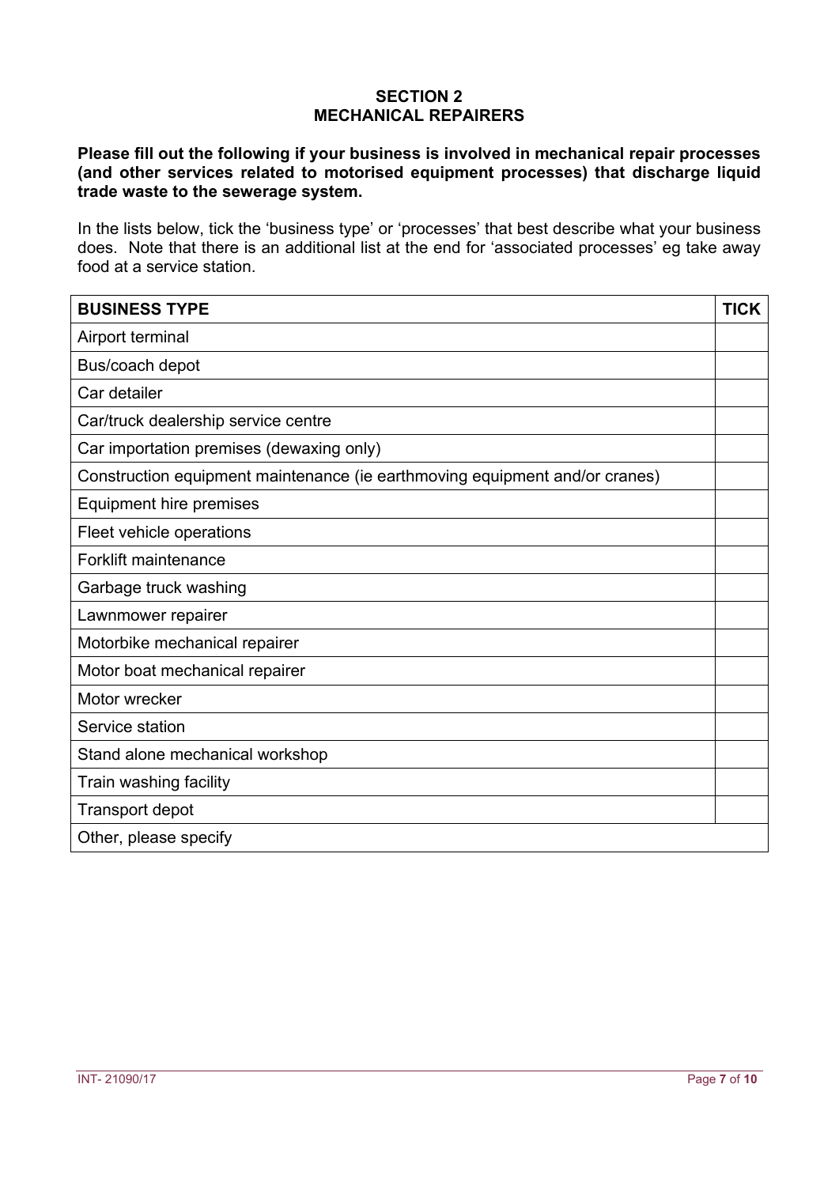## SECTION 2
## MECHANICAL REPAIRERS

**Please fill out the following if your business is involved in mechanical repair processes (and other services related to motorised equipment processes) that discharge liquid trade waste to the sewerage system.**

In the lists below, tick the 'business type' or 'processes' that best describe what your business does. Note that there is an additional list at the end for 'associated processes' eg take away food at a service station.

| BUSINESS TYPE | TICK |
|---|---|
| Airport terminal | |
| Bus/coach depot | |
| Car detailer | |
| Car/truck dealership service centre | |
| Car importation premises (dewaxing only) | |
| Construction equipment maintenance (ie earthmoving equipment and/or cranes) | |
| Equipment hire premises | |
| Fleet vehicle operations | |
| Forklift maintenance | |
| Garbage truck washing | |
| Lawnmower repairer | |
| Motorbike mechanical repairer | |
| Motor boat mechanical repairer | |
| Motor wrecker | |
| Service station | |
| Stand alone mechanical workshop | |
| Train washing facility | |
| Transport depot | |
| Other, please specify | |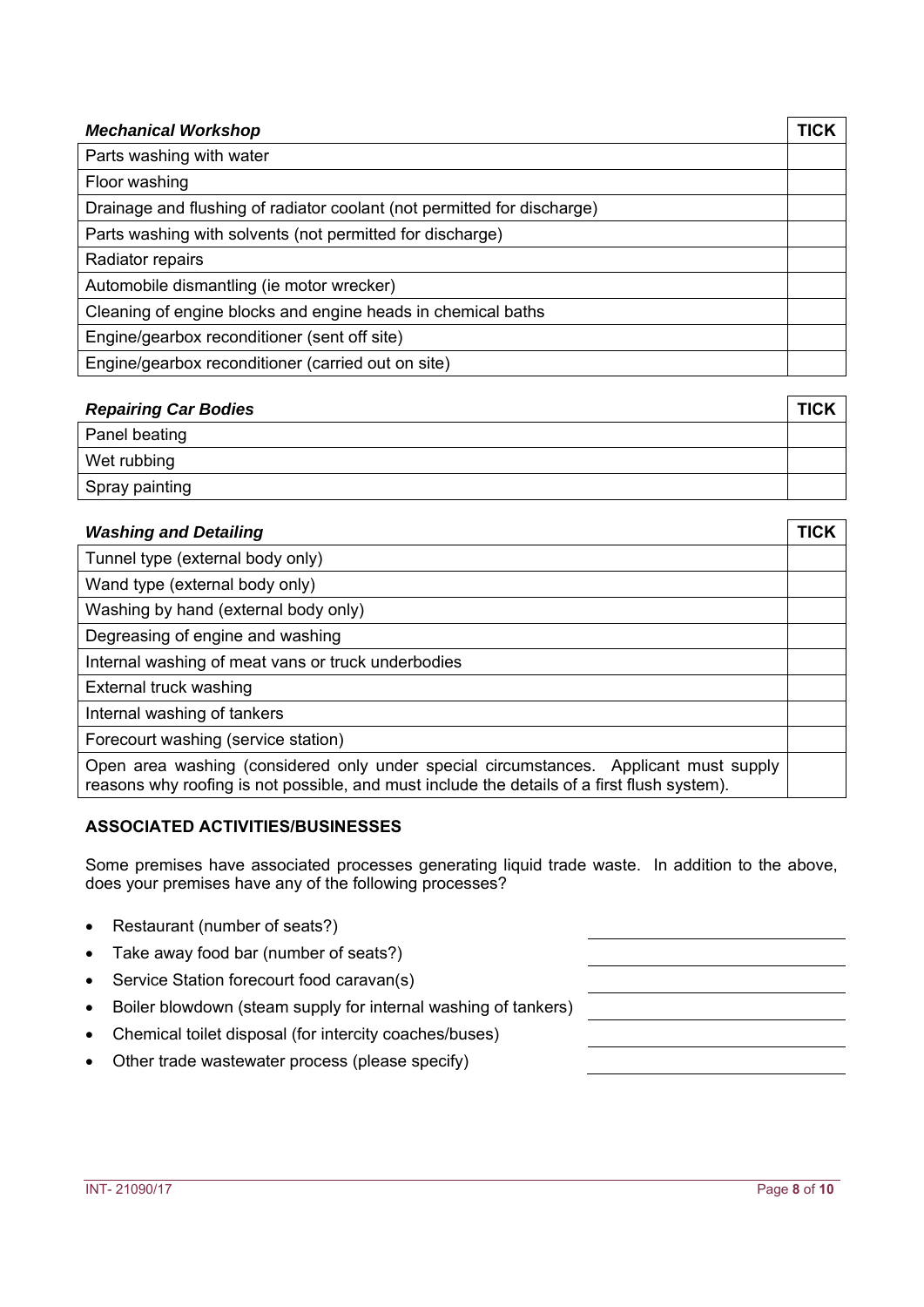| *Mechanical Workshop* | TICK |
|---|---|
| Parts washing with water | |
| Floor washing | |
| Drainage and flushing of radiator coolant (not permitted for discharge) | |
| Parts washing with solvents (not permitted for discharge) | |
| Radiator repairs | |
| Automobile dismantling (ie motor wrecker) | |
| Cleaning of engine blocks and engine heads in chemical baths | |
| Engine/gearbox reconditioner (sent off site) | |
| Engine/gearbox reconditioner (carried out on site) | |

| *Repairing Car Bodies* | TICK |
|---|---|
| Panel beating | |
| Wet rubbing | |
| Spray painting | |

| *Washing and Detailing* | TICK |
|---|---|
| Tunnel type (external body only) | |
| Wand type (external body only) | |
| Washing by hand (external body only) | |
| Degreasing of engine and washing | |
| Internal washing of meat vans or truck underbodies | |
| External truck washing | |
| Internal washing of tankers | |
| Forecourt washing (service station) | |
| Open area washing (considered only under special circumstances. Applicant must supply reasons why roofing is not possible, and must include the details of a first flush system). | |

**ASSOCIATED ACTIVITIES/BUSINESSES**

Some premises have associated processes generating liquid trade waste. In addition to the above, does your premises have any of the following processes?

- Restaurant (number of seats?) \_\_\_\_\_\_\_\_\_\_\_\_\_\_\_\_
- Take away food bar (number of seats?) \_\_\_\_\_\_\_\_\_\_\_\_\_\_\_\_
- Service Station forecourt food caravan(s) \_\_\_\_\_\_\_\_\_\_\_\_\_\_\_\_
- Boiler blowdown (steam supply for internal washing of tankers) \_\_\_\_\_\_\_\_\_\_\_\_\_\_\_\_
- Chemical toilet disposal (for intercity coaches/buses) \_\_\_\_\_\_\_\_\_\_\_\_\_\_\_\_
- Other trade wastewater process (please specify) \_\_\_\_\_\_\_\_\_\_\_\_\_\_\_\_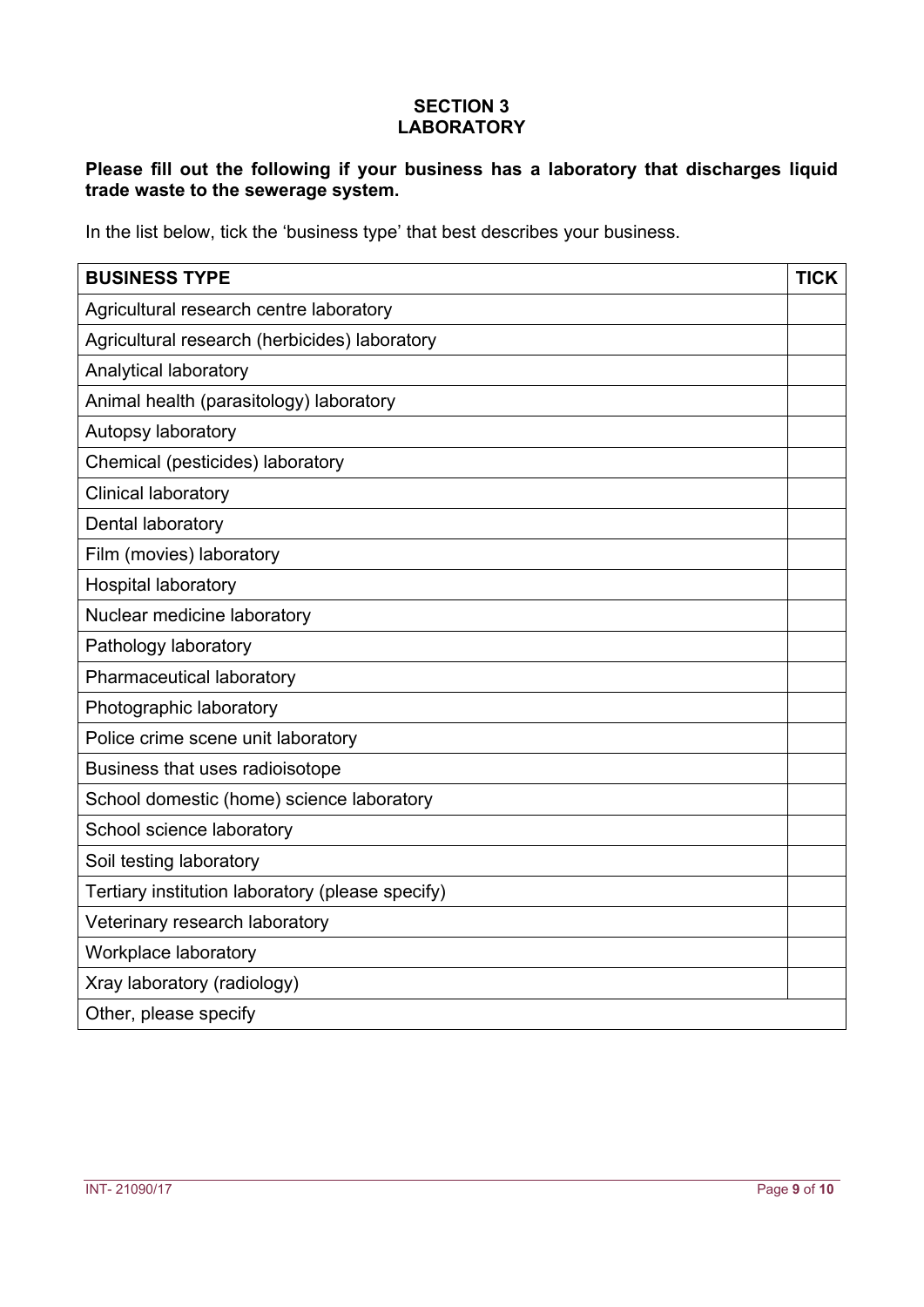## SECTION 3
## LABORATORY

**Please fill out the following if your business has a laboratory that discharges liquid trade waste to the sewerage system.**

In the list below, tick the 'business type' that best describes your business.

| BUSINESS TYPE | TICK |
|---|---|
| Agricultural research centre laboratory | |
| Agricultural research (herbicides) laboratory | |
| Analytical laboratory | |
| Animal health (parasitology) laboratory | |
| Autopsy laboratory | |
| Chemical (pesticides) laboratory | |
| Clinical laboratory | |
| Dental laboratory | |
| Film (movies) laboratory | |
| Hospital laboratory | |
| Nuclear medicine laboratory | |
| Pathology laboratory | |
| Pharmaceutical laboratory | |
| Photographic laboratory | |
| Police crime scene unit laboratory | |
| Business that uses radioisotope | |
| School domestic (home) science laboratory | |
| School science laboratory | |
| Soil testing laboratory | |
| Tertiary institution laboratory (please specify) | |
| Veterinary research laboratory | |
| Workplace laboratory | |
| Xray laboratory (radiology) | |
| Other, please specify | |

INT- 21090/17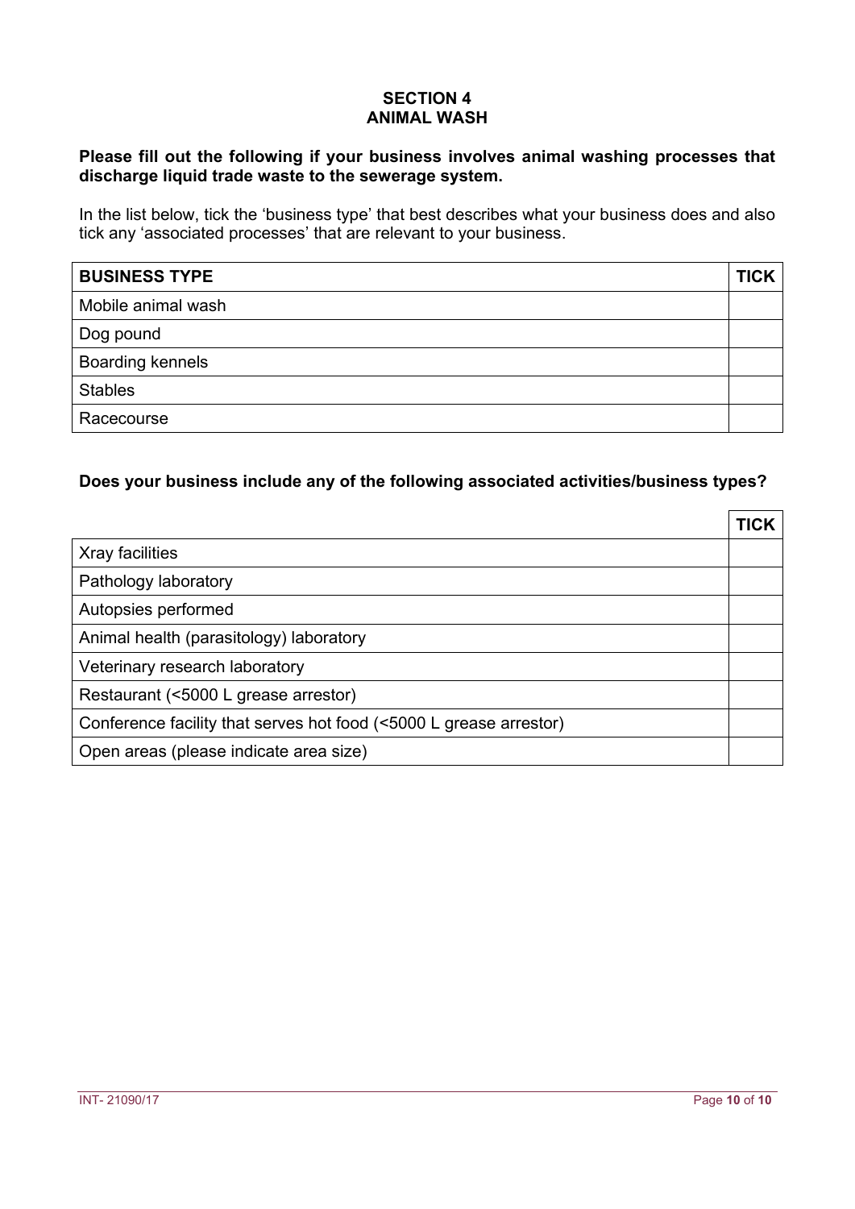## SECTION 4
## ANIMAL WASH

**Please fill out the following if your business involves animal washing processes that discharge liquid trade waste to the sewerage system.**

In the list below, tick the 'business type' that best describes what your business does and also tick any 'associated processes' that are relevant to your business.

| BUSINESS TYPE | TICK |
|---|---|
| Mobile animal wash | |
| Dog pound | |
| Boarding kennels | |
| Stables | |
| Racecourse | |

**Does your business include any of the following associated activities/business types?**

| | TICK |
|---|---|
| Xray facilities | |
| Pathology laboratory | |
| Autopsies performed | |
| Animal health (parasitology) laboratory | |
| Veterinary research laboratory | |
| Restaurant (<5000 L grease arrestor) | |
| Conference facility that serves hot food (<5000 L grease arrestor) | |
| Open areas (please indicate area size) | |